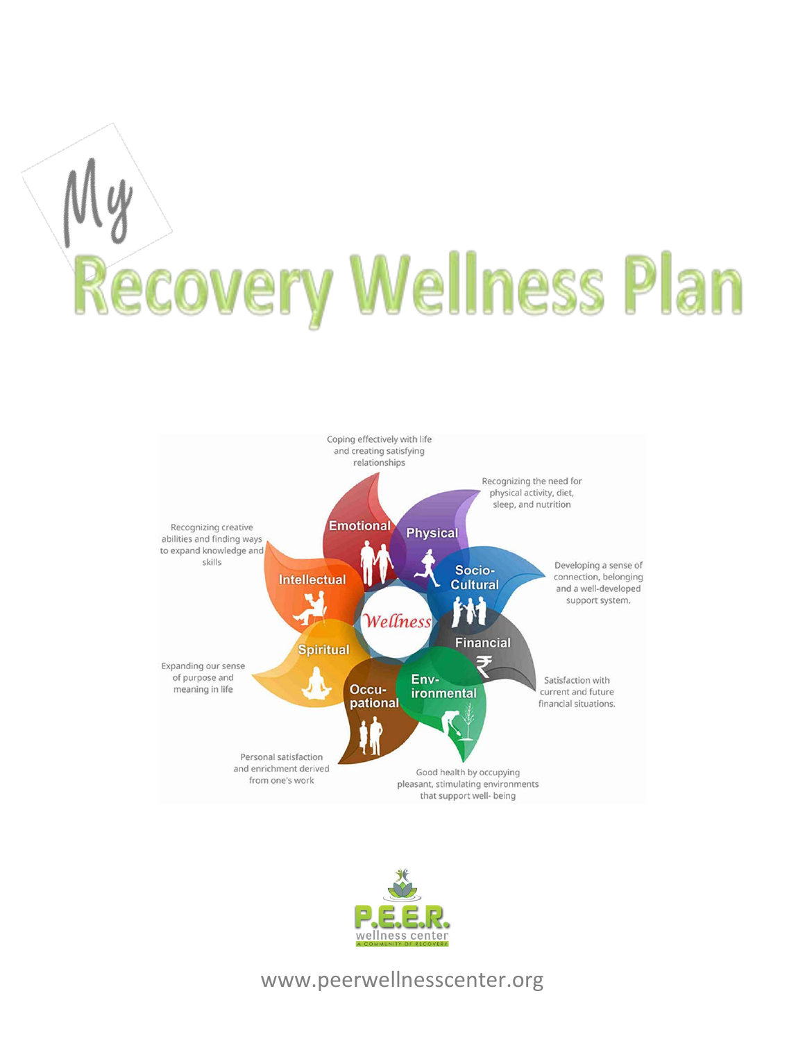# My Recovery Wellness Plan

**Wellness**

**Emotional** — Coping effectively with life and creating satisfying relationships

**Physical** — Recognizing the need for physical activity, diet, sleep, and nutrition

**Socio-Cultural** — Developing a sense of connection, belonging and a well-developed support system.

**Financial** — Satisfaction with current and future financial situations.

**Environmental** — Good health by occupying pleasant, stimulating environments that support well- being

**Occupational** — Personal satisfaction and enrichment derived from one's work

**Spiritual** — Expanding our sense of purpose and meaning in life

**Intellectual** — Recognizing creative abilities and finding ways to expand knowledge and skills

P.E.E.R. wellness center
A COMMUNITY OF RECOVERY

www.peerwellnesscenter.org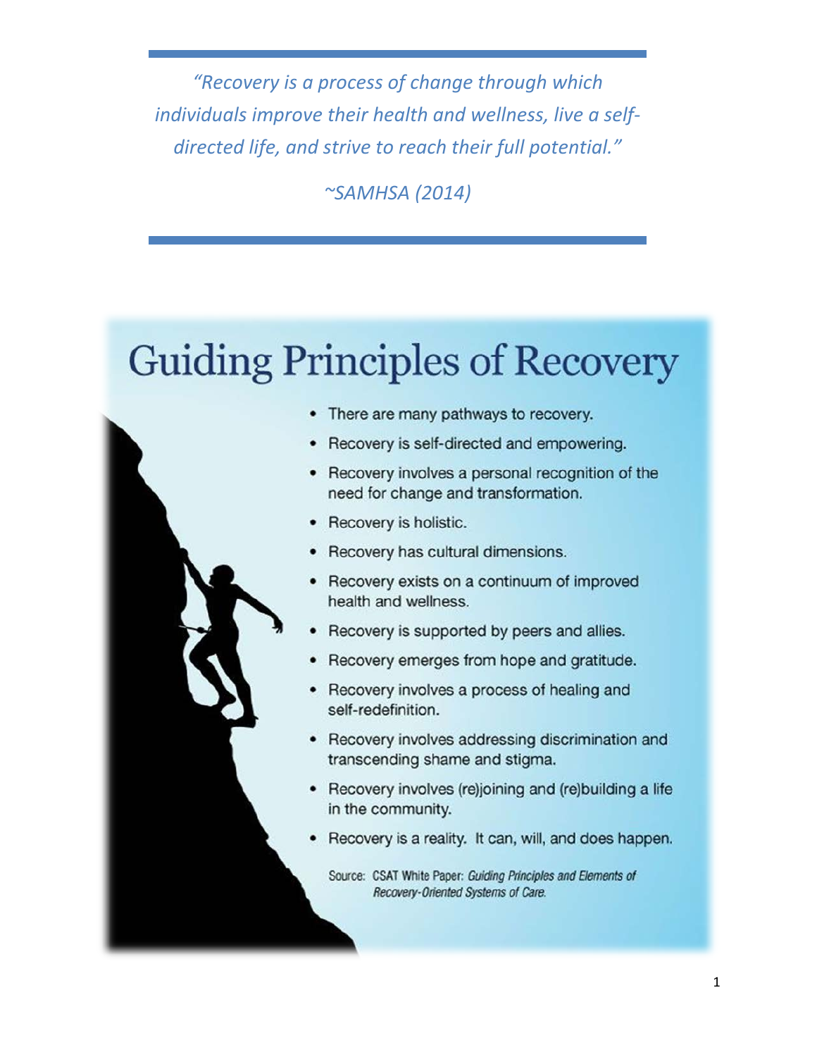*"Recovery is a process of change through which individuals improve their health and wellness, live a self-directed life, and strive to reach their full potential."*

*~SAMHSA (2014)*

# Guiding Principles of Recovery

- There are many pathways to recovery.
- Recovery is self-directed and empowering.
- Recovery involves a personal recognition of the need for change and transformation.
- Recovery is holistic.
- Recovery has cultural dimensions.
- Recovery exists on a continuum of improved health and wellness.
- Recovery is supported by peers and allies.
- Recovery emerges from hope and gratitude.
- Recovery involves a process of healing and self-redefinition.
- Recovery involves addressing discrimination and transcending shame and stigma.
- Recovery involves (re)joining and (re)building a life in the community.
- Recovery is a reality. It can, will, and does happen.

Source: CSAT White Paper: *Guiding Principles and Elements of Recovery-Oriented Systems of Care.*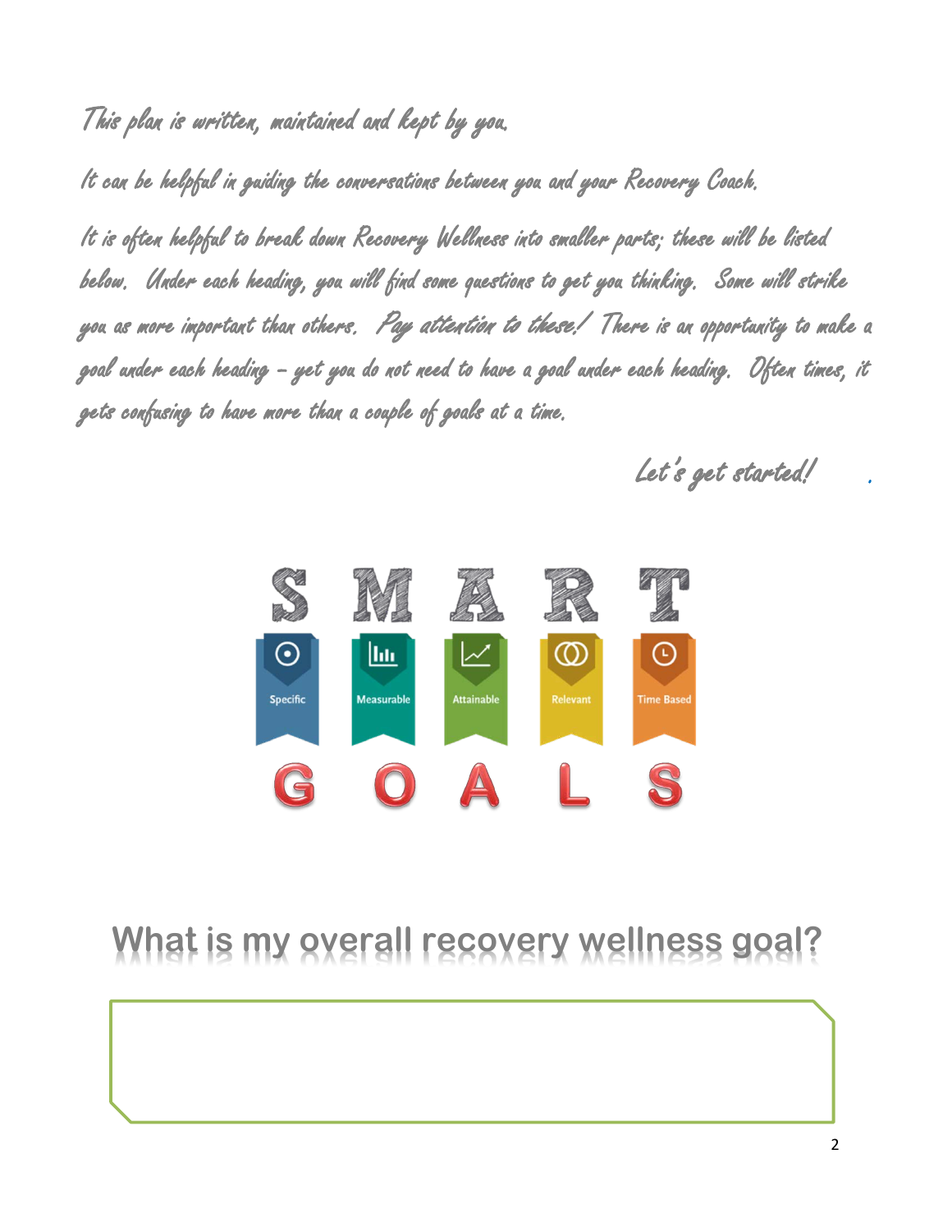*This plan is written, maintained and kept by you.*

*It can be helpful in guiding the conversations between you and your Recovery Coach.*

*It is often helpful to break down Recovery Wellness into smaller parts; these will be listed below. Under each heading, you will find some questions to get you thinking. Some will strike you as more important than others. Pay attention to these! There is an opportunity to make a goal under each heading – yet you do not need to have a goal under each heading. Often times, it gets confusing to have more than a couple of goals at a time.*

*Let's get started!*

**S M A R T**

Specific | Measurable | Attainable | Relevant | Time Based

**G O A L S**

## What is my overall recovery wellness goal?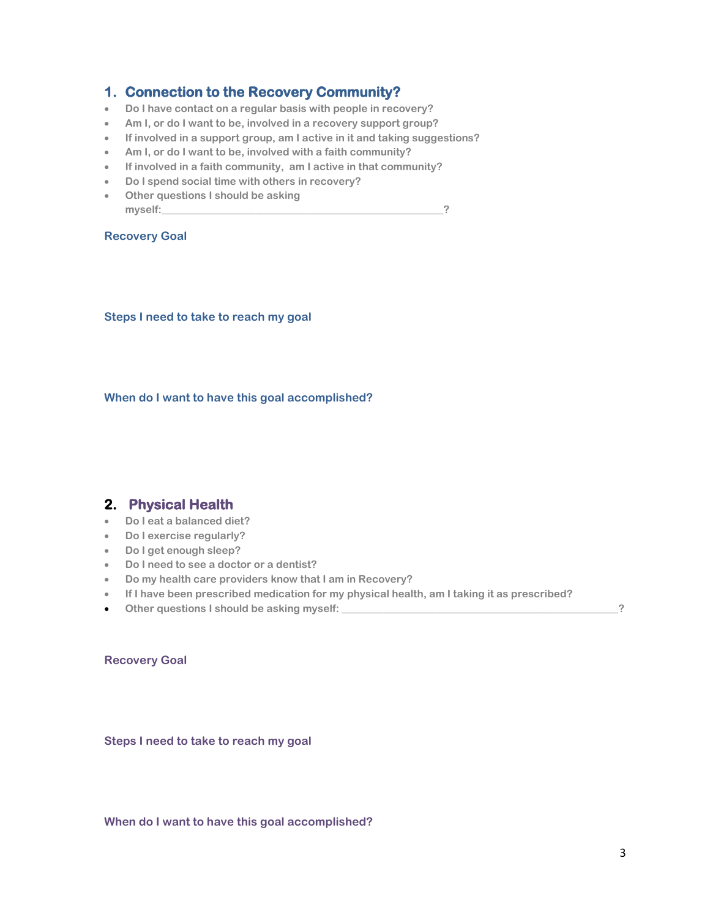## 1. Connection to the Recovery Community?

- Do I have contact on a regular basis with people in recovery?
- Am I, or do I want to be, involved in a recovery support group?
- If involved in a support group, am I active in it and taking suggestions?
- Am I, or do I want to be, involved with a faith community?
- If involved in a faith community, am I active in that community?
- Do I spend social time with others in recovery?
- Other questions I should be asking myself:_______________________________________________?

### Recovery Goal

### Steps I need to take to reach my goal

### When do I want to have this goal accomplished?

## 2. Physical Health

- Do I eat a balanced diet?
- Do I exercise regularly?
- Do I get enough sleep?
- Do I need to see a doctor or a dentist?
- Do my health care providers know that I am in Recovery?
- If I have been prescribed medication for my physical health, am I taking it as prescribed?
- Other questions I should be asking myself: _______________________________________________?

### Recovery Goal

### Steps I need to take to reach my goal

### When do I want to have this goal accomplished?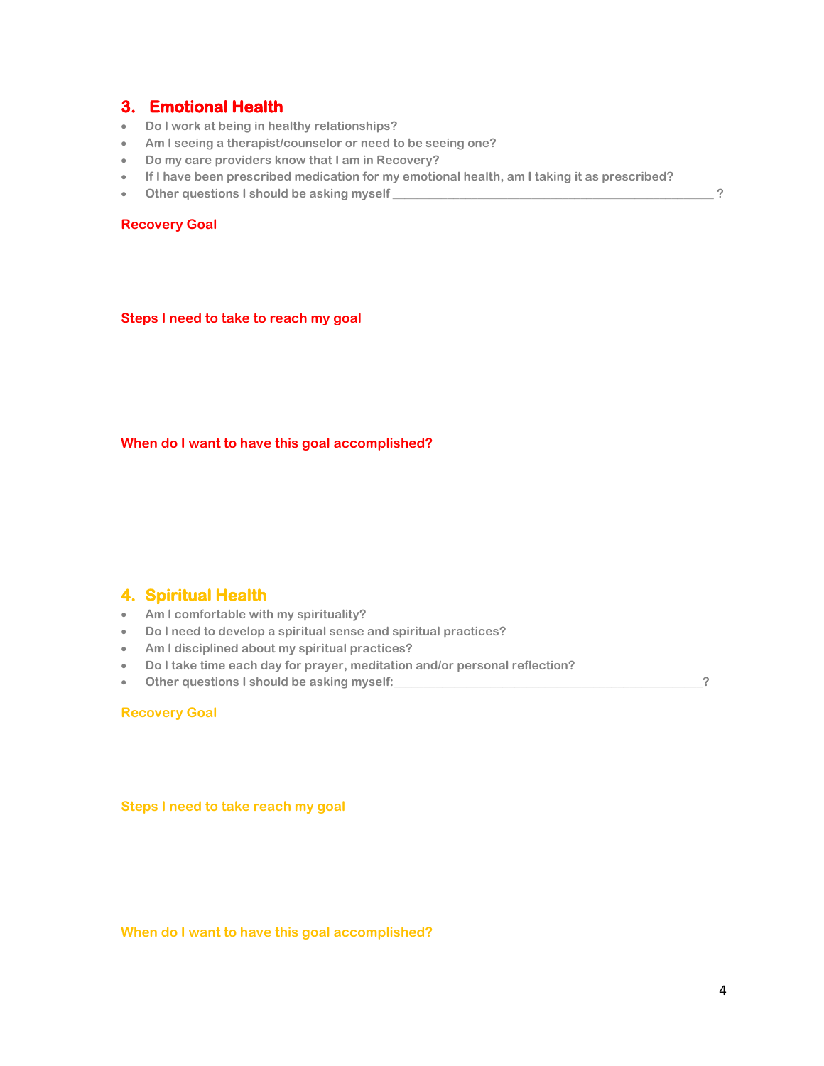## 3. Emotional Health

- Do I work at being in healthy relationships?
- Am I seeing a therapist/counselor or need to be seeing one?
- Do my care providers know that I am in Recovery?
- If I have been prescribed medication for my emotional health, am I taking it as prescribed?
- Other questions I should be asking myself ______________________________________________ ?

### Recovery Goal

### Steps I need to take to reach my goal

### When do I want to have this goal accomplished?

## 4. Spiritual Health

- Am I comfortable with my spirituality?
- Do I need to develop a spiritual sense and spiritual practices?
- Am I disciplined about my spiritual practices?
- Do I take time each day for prayer, meditation and/or personal reflection?
- Other questions I should be asking myself:____________________________________________?

### Recovery Goal

### Steps I need to take reach my goal

### When do I want to have this goal accomplished?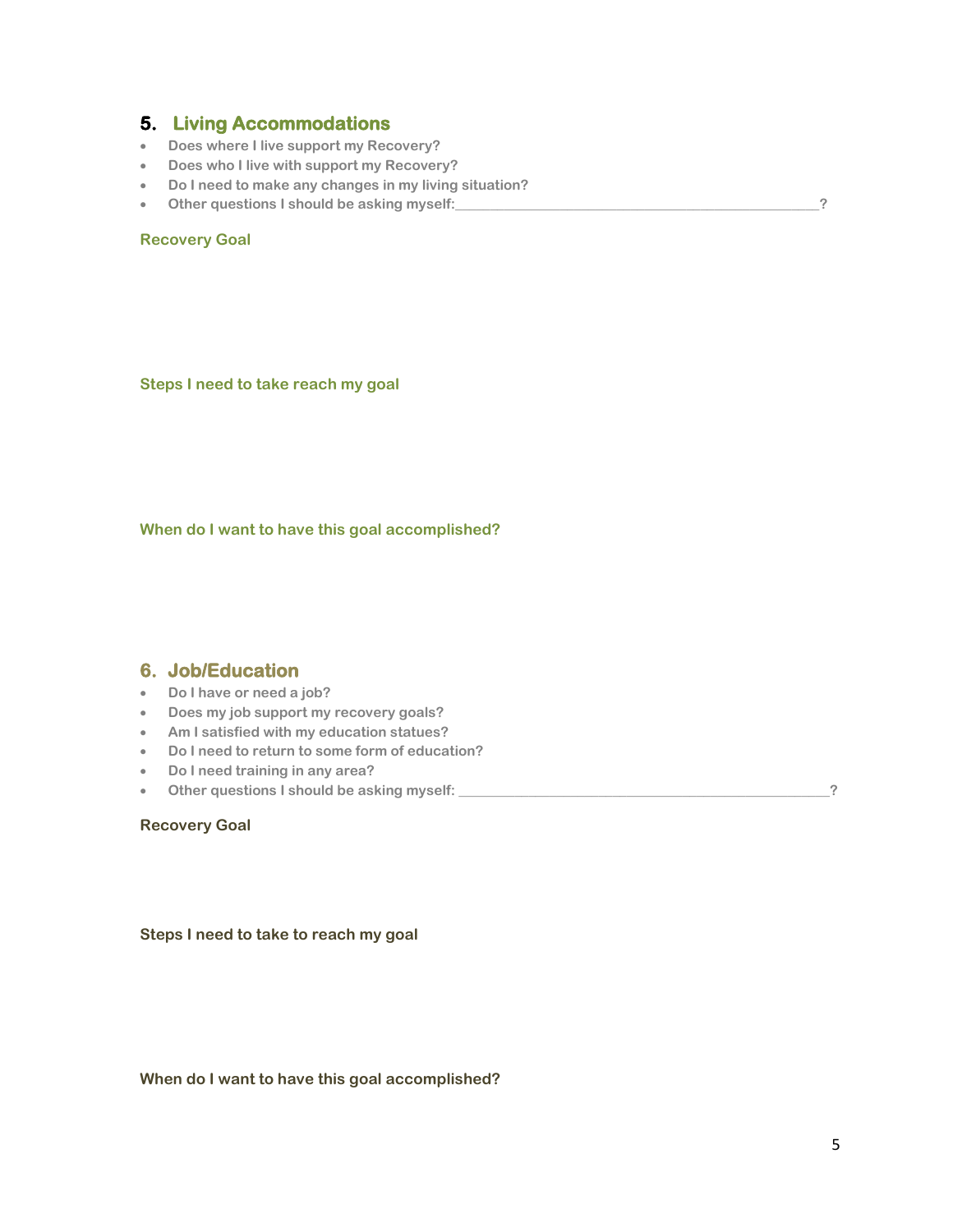## 5. Living Accommodations

- Does where I live support my Recovery?
- Does who I live with support my Recovery?
- Do I need to make any changes in my living situation?
- Other questions I should be asking myself:\_\_\_\_\_\_\_\_\_\_\_\_\_\_\_\_\_\_\_\_\_\_\_\_\_\_\_\_\_\_\_\_\_\_\_\_\_\_\_\_\_\_\_\_\_\_\_\_?

### Recovery Goal

### Steps I need to take reach my goal

### When do I want to have this goal accomplished?

## 6. Job/Education

- Do I have or need a job?
- Does my job support my recovery goals?
- Am I satisfied with my education statues?
- Do I need to return to some form of education?
- Do I need training in any area?
- Other questions I should be asking myself: \_\_\_\_\_\_\_\_\_\_\_\_\_\_\_\_\_\_\_\_\_\_\_\_\_\_\_\_\_\_\_\_\_\_\_\_\_\_\_\_\_\_\_\_\_\_\_\_?

### Recovery Goal

### Steps I need to take to reach my goal

### When do I want to have this goal accomplished?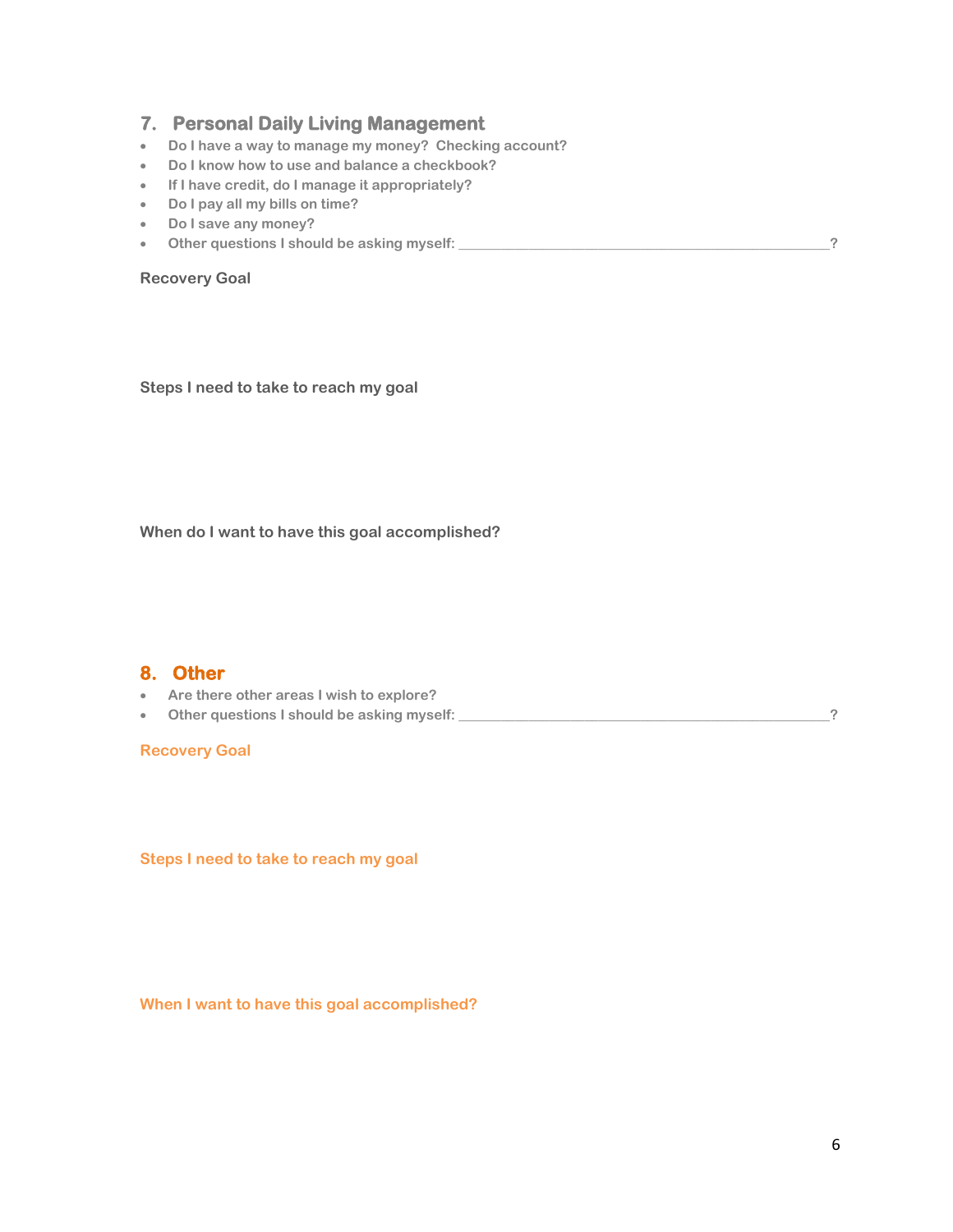## 7. Personal Daily Living Management

- Do I have a way to manage my money? Checking account?
- Do I know how to use and balance a checkbook?
- If I have credit, do I manage it appropriately?
- Do I pay all my bills on time?
- Do I save any money?
- Other questions I should be asking myself: _______________________________________________?

**Recovery Goal**

**Steps I need to take to reach my goal**

**When do I want to have this goal accomplished?**

## 8. Other

- Are there other areas I wish to explore?
- Other questions I should be asking myself: _______________________________________________?

**Recovery Goal**

**Steps I need to take to reach my goal**

**When I want to have this goal accomplished?**